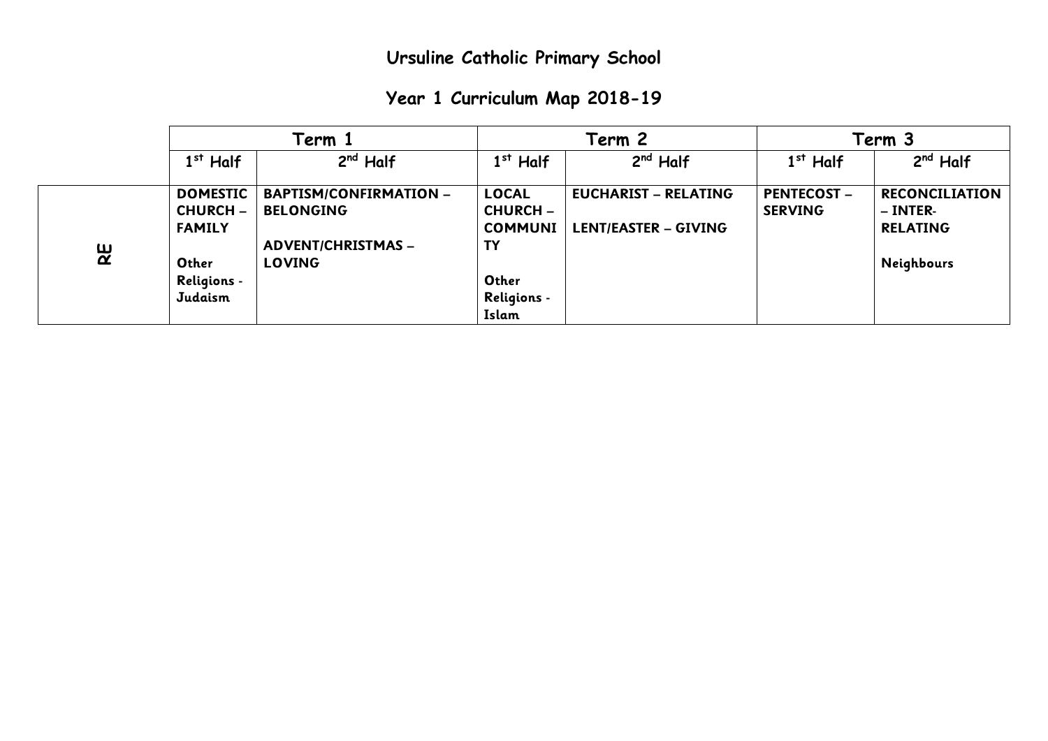# Ursuline Catholic Primary School

## Year 1 Curriculum Map 2018-19

| | Term 1 | | Term 2 | | Term 3 | |
|---|---|---|---|---|---|---|
| | 1st Half | 2nd Half | 1st Half | 2nd Half | 1st Half | 2nd Half |
| **RE** | **DOMESTIC CHURCH – FAMILY**<br><br>Other Religions - Judaism | **BAPTISM/CONFIRMATION – BELONGING**<br><br>**ADVENT/CHRISTMAS – LOVING** | **LOCAL CHURCH – COMMUNITY**<br><br>Other Religions - Islam | **EUCHARIST – RELATING**<br><br>**LENT/EASTER – GIVING** | **PENTECOST – SERVING** | **RECONCILIATION – INTER-RELATING**<br><br>Neighbours |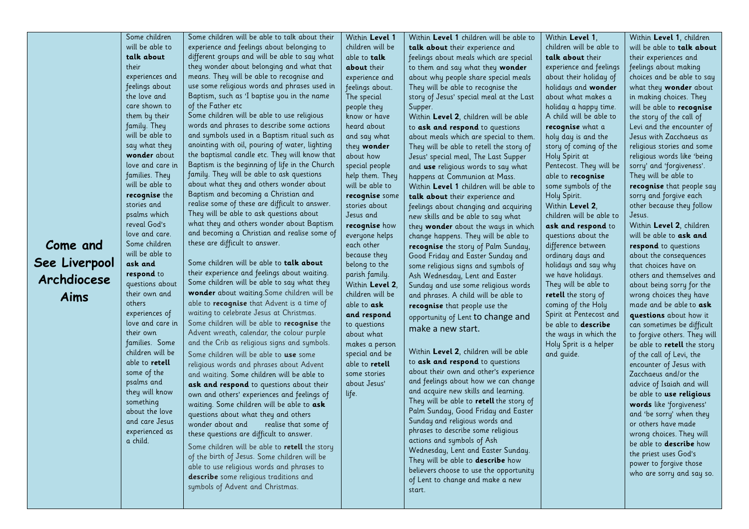| Come and See Liverpool Archdiocese Aims | Some children will be able to **talk about** their experiences and feelings about the love and care shown to them by their family. They will be able to say what they **wonder** about love and care in families. They will be able to **recognise** the stories and psalms which reveal God's love and care. Some children will be able to **ask and respond** to questions about their own and others experiences of love and care in their own families. Some children will be able to **retell** some of the psalms and they will know something about the love and care Jesus experienced as a child. | Some children will be able to talk about their experience and feelings about belonging to different groups and will be able to say what they wonder about belonging and what that means. They will be able to recognise and use some religious words and phrases used in Baptism, such as 'I baptise you in the name of the Father etc<br>Some children will be able to use religious words and phrases to describe some actions and symbols used in a Baptism ritual such as anointing with oil, pouring of water, lighting the baptismal candle etc. They will know that Baptism is the beginning of life in the Church family. They will be able to ask questions about what they and others wonder about Baptism and becoming a Christian and realise some of these are difficult to answer. They will be able to ask questions about what they and others wonder about Baptism and becoming a Christian and realise some of these are difficult to answer.<br><br>Some children will be able to **talk about** their experience and feelings about waiting. Some children will be able to say what they **wonder** about waiting.Some children will be able to **recognise** that Advent is a time of waiting to celebrate Jesus at Christmas. Some children will be able to **recognise** the Advent wreath, calendar, the colour purple and the Crib as religious signs and symbols. Some children will be able to **use** some religious words and phrases about Advent and waiting. Some children will be able to **ask and respond** to questions about their own and others' experiences and feelings of waiting. Some children will be able to **ask** questions about what they and others wonder about and realise that some of these questions are difficult to answer. Some children will be able to **retell** the story of the birth of Jesus. Some children will be able to use religious words and phrases to **describe** some religious traditions and symbols of Advent and Christmas. | Within **Level 1** children will be able to **talk about** their experience and feelings about. The special people they know or have heard about and say what they **wonder** about how special people help them. They will be able to **recognise** some stories about Jesus and **recognise** how everyone helps each other because they belong to the parish family.<br>Within **Level 2**, children will be able to **ask and respond** to questions about what makes a person special and be able to **retell** some stories about Jesus' life. | Within **Level 1** children will be able to **talk about** their experience and feelings about meals which are special to them and say what they **wonder** about why people share special meals They will be able to recognise the story of Jesus' special meal at the Last Supper.<br>Within **Level 2**, children will be able to **ask and respond** to questions about meals which are special to them. They will be able to retell the story of Jesus' special meal, The Last Supper and **use** religious words to say what happens at Communion at Mass.<br>Within **Level 1** children will be able to **talk about** their experience and feelings about changing and acquiring new skills and be able to say what they **wonder** about the ways in which change happens. They will be able to **recognise** the story of Palm Sunday, Good Friday and Easter Sunday and some religious signs and symbols of Ash Wednesday, Lent and Easter Sunday and use some religious words and phrases. A child will be able to **recognise** that people use the opportunity of Lent to change and make a new start.<br><br>Within **Level 2**, children will be able to **ask and respond** to questions about their own and other's experience and feelings about how we can change and acquire new skills and learning. They will be able to **retell** the story of Palm Sunday, Good Friday and Easter Sunday and religious words and phrases to describe some religious actions and symbols of Ash Wednesday, Lent and Easter Sunday. They will be able to **describe** how believers choose to use the opportunity of Lent to change and make a new start. | Within **Level 1**, children will be able to **talk about** their experience and feelings about their holiday of holidays and **wonder** about what makes a holiday a happy time. A child will be able to **recognise** what a holy day is and the story of coming of the Holy Spirit at Pentecost. They will be able to **recognise** some symbols of the Holy Spirit.<br>Within **Level 2**, children will be able to **ask and respond** to questions about the difference between ordinary days and holidays and say why we have holidays. They will be able to **retell** the story of coming of the Holy Spirit at Pentecost and be able to **describe** the ways in which the Holy Sprit is a helper and guide. | Within **Level 1**, children will be able to **talk about** their experiences and feelings about making choices and be able to say what they **wonder** about in making choices. They will be able to **recognise** the story of the call of Levi and the encounter of Jesus with Zacchaeus as religious stories and some religious words like 'being sorry' and 'forgiveness'. They will be able to **recognise** that people say sorry and forgive each other because they follow Jesus.<br>Within **Level 2**, children will be able to **ask and respond** to questions about the consequences that choices have on others and themselves and about being sorry for the wrong choices they have made and be able to **ask questions** about how it can sometimes be difficult to forgive others. They will be able to **retell** the story of the call of Levi, the encounter of Jesus with Zacchaeus and/or the advice of Isaiah and will be able to **use religious words** like 'forgiveness' and 'be sorry' when they or others have made wrong choices. They will be able to **describe** how the priest uses God's power to forgive those who are sorry and say so. |
|---|---|---|---|---|---|---|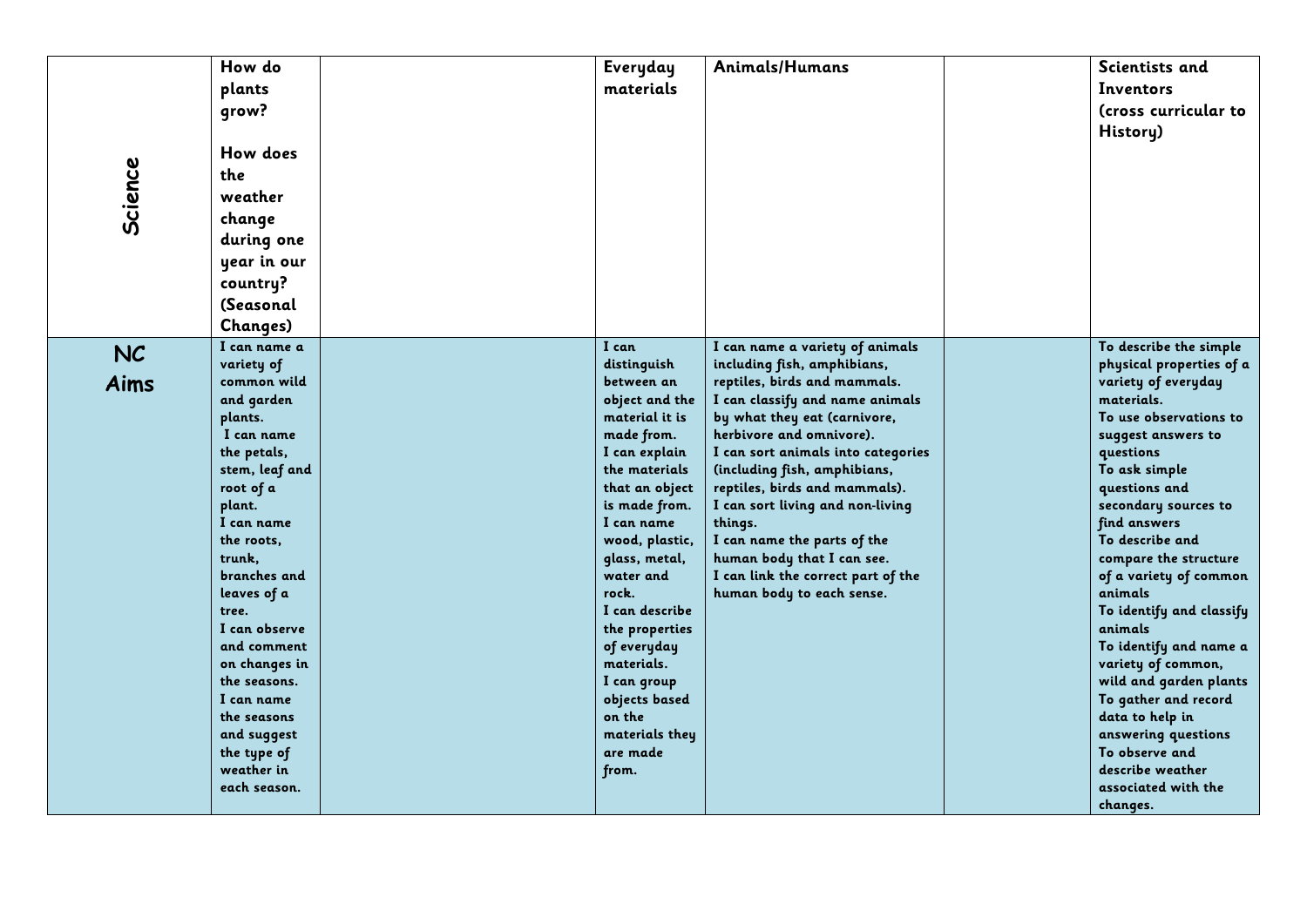| Science | How do plants grow?<br><br>How does the weather change during one year in our country? (Seasonal Changes) | | Everyday materials | Animals/Humans | | Scientists and Inventors (cross curricular to History) |
|---|---|---|---|---|---|---|
| NC Aims | I can name a variety of common wild and garden plants.<br>I can name the petals, stem, leaf and root of a plant.<br>I can name the roots, trunk, branches and leaves of a tree.<br>I can observe and comment on changes in the seasons.<br>I can name the seasons and suggest the type of weather in each season. | | I can distinguish between an object and the material it is made from.<br>I can explain the materials that an object is made from.<br>I can name wood, plastic, glass, metal, water and rock.<br>I can describe the properties of everyday materials.<br>I can group objects based on the materials they are made from. | I can name a variety of animals including fish, amphibians, reptiles, birds and mammals.<br>I can classify and name animals by what they eat (carnivore, herbivore and omnivore).<br>I can sort animals into categories (including fish, amphibians, reptiles, birds and mammals).<br>I can sort living and non-living things.<br>I can name the parts of the human body that I can see.<br>I can link the correct part of the human body to each sense. | | To describe the simple physical properties of a variety of everyday materials.<br>To use observations to suggest answers to questions<br>To ask simple questions and secondary sources to find answers<br>To describe and compare the structure of a variety of common animals<br>To identify and classify animals<br>To identify and name a variety of common, wild and garden plants<br>To gather and record data to help in answering questions<br>To observe and describe weather associated with the changes. |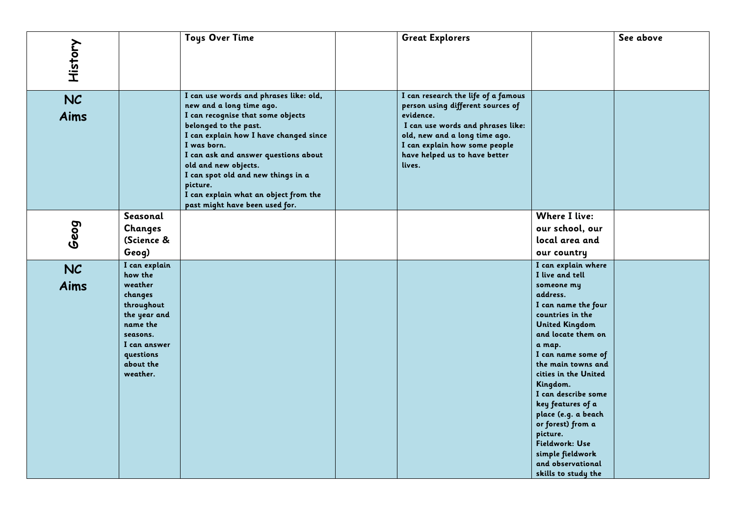| History | | Toys Over Time | | Great Explorers | | See above |
|---|---|---|---|---|---|---|
| NC Aims | | I can use words and phrases like: old, new and a long time ago.<br>I can recognise that some objects belonged to the past.<br>I can explain how I have changed since I was born.<br>I can ask and answer questions about old and new objects.<br>I can spot old and new things in a picture.<br>I can explain what an object from the past might have been used for. | | I can research the life of a famous person using different sources of evidence.<br>I can use words and phrases like: old, new and a long time ago.<br>I can explain how some people have helped us to have better lives. | | |
| Geog | Seasonal Changes (Science & Geog) | | | | Where I live: our school, our local area and our country | |
| NC Aims | I can explain how the weather changes throughout the year and name the seasons.<br>I can answer questions about the weather. | | | | I can explain where I live and tell someone my address.<br>I can name the four countries in the United Kingdom and locate them on a map.<br>I can name some of the main towns and cities in the United Kingdom.<br>I can describe some key features of a place (e.g. a beach or forest) from a picture.<br>Fieldwork: Use simple fieldwork and observational skills to study the | |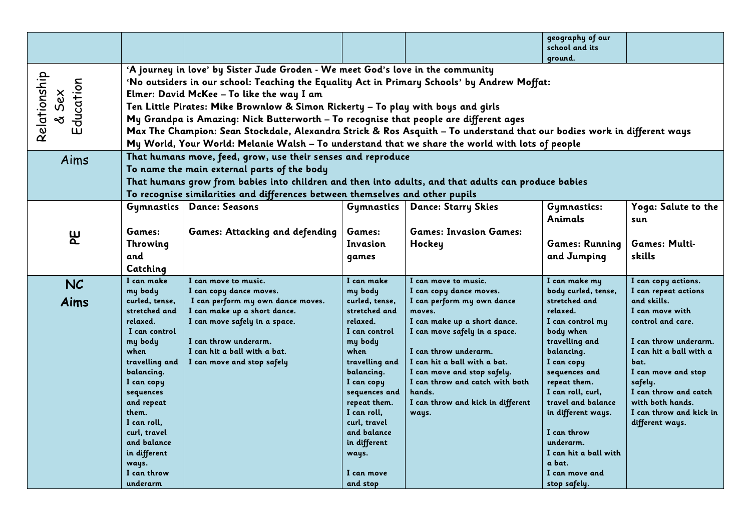| | | | | | | |
|---|---|---|---|---|---|---|
| | | | | | geography of our school and its ground. | |
| Relationship & Sex Education | 'A journey in love' by Sister Jude Groden - We meet God's love in the community<br>'No outsiders in our school: Teaching the Equality Act in Primary Schools' by Andrew Moffat:<br>Elmer: David McKee – To like the way I am<br>Ten Little Pirates: Mike Brownlow & Simon Rickerty – To play with boys and girls<br>My Grandpa is Amazing: Nick Butterworth – To recognise that people are different ages<br>Max The Champion: Sean Stockdale, Alexandra Strick & Ros Asquith – To understand that our bodies work in different ways<br>My World, Your World: Melanie Walsh – To understand that we share the world with lots of people | | | | | |
| Aims | That humans move, feed, grow, use their senses and reproduce<br>To name the main external parts of the body<br>That humans grow from babies into children and then into adults, and that adults can produce babies<br>To recognise similarities and differences between themselves and other pupils | | | | | |
| PE | Gymnastics<br><br>Games: Throwing and Catching | Dance: Seasons<br><br>Games: Attacking and defending | Gymnastics<br><br>Games: Invasion games | Dance: Starry Skies<br><br>Games: Invasion Games: Hockey | Gymnastics: Animals<br><br>Games: Running and Jumping | Yoga: Salute to the sun<br><br>Games: Multi-skills |
| NC Aims | I can make my body curled, tense, stretched and relaxed.<br>I can control my body when travelling and balancing.<br>I can copy sequences and repeat them.<br>I can roll, curl, travel and balance in different ways.<br>I can throw underarm | I can move to music.<br>I can copy dance moves.<br>I can perform my own dance moves.<br>I can make up a short dance.<br>I can move safely in a space.<br><br>I can throw underarm.<br>I can hit a ball with a bat.<br>I can move and stop safely | I can make my body curled, tense, stretched and relaxed.<br>I can control my body when travelling and balancing.<br>I can copy sequences and repeat them.<br>I can roll, curl, travel and balance in different ways.<br><br>I can move and stop | I can move to music.<br>I can copy dance moves.<br>I can perform my own dance moves.<br>I can make up a short dance.<br>I can move safely in a space.<br><br>I can throw underarm.<br>I can hit a ball with a bat.<br>I can move and stop safely.<br>I can throw and catch with both hands.<br>I can throw and kick in different ways. | I can make my body curled, tense, stretched and relaxed.<br>I can control my body when travelling and balancing.<br>I can copy sequences and repeat them.<br>I can roll, curl, travel and balance in different ways.<br><br>I can throw underarm.<br>I can hit a ball with a bat.<br>I can move and stop safely. | I can copy actions.<br>I can repeat actions and skills.<br>I can move with control and care.<br><br>I can throw underarm.<br>I can hit a ball with a bat.<br>I can move and stop safely.<br>I can throw and catch with both hands.<br>I can throw and kick in different ways. |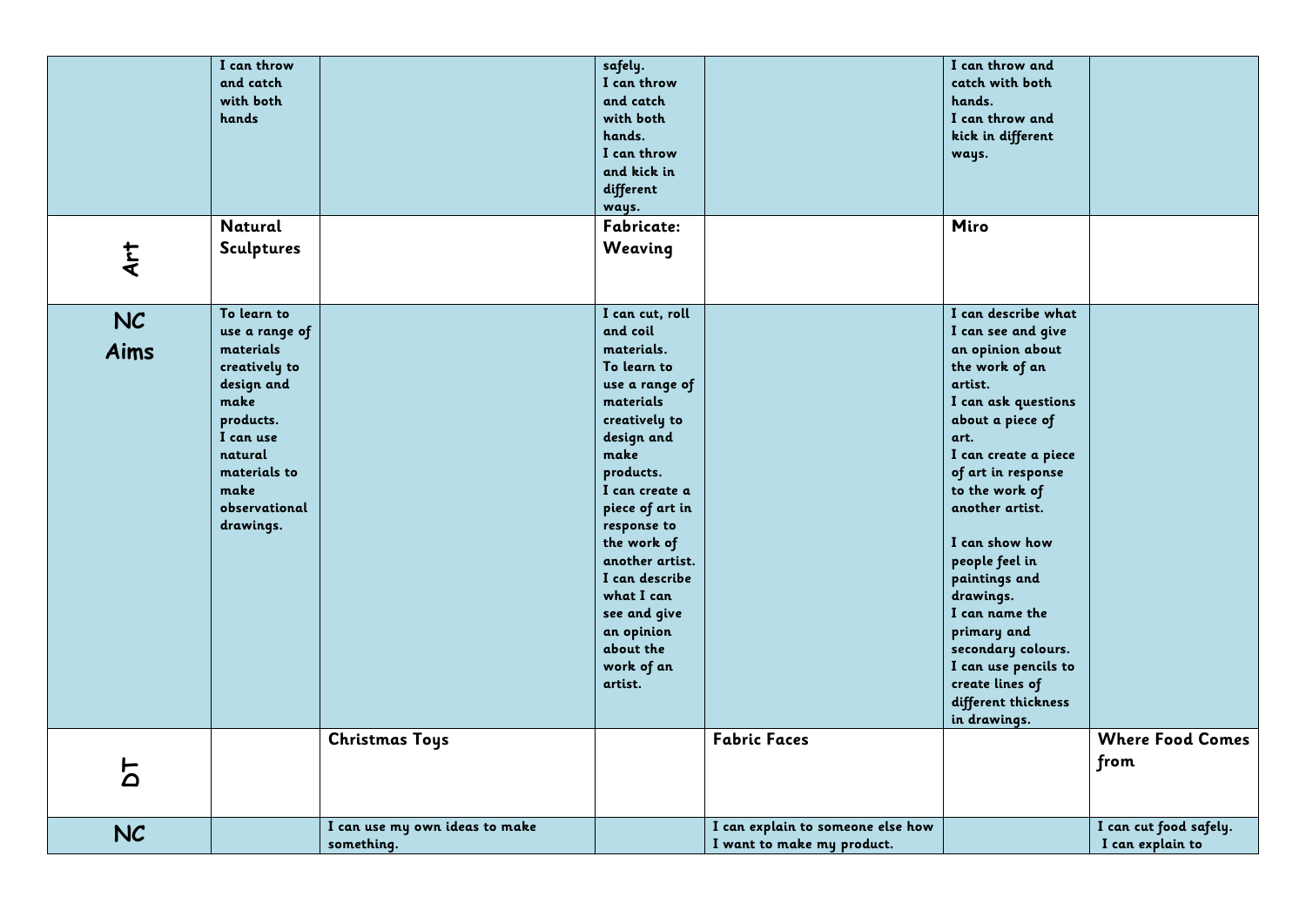|  |  |  |  |  |  |  |
| --- | --- | --- | --- | --- | --- | --- |
|  | I can throw and catch with both hands |  | safely.<br>I can throw and catch with both hands.<br>I can throw and kick in different ways. |  | I can throw and catch with both hands.<br>I can throw and kick in different ways. |  |
| **Art** | **Natural Sculptures** |  | **Fabricate: Weaving** |  | **Miro** |  |
| **NC Aims** | To learn to use a range of materials creatively to design and make products.<br>I can use natural materials to make observational drawings. |  | I can cut, roll and coil materials.<br>To learn to use a range of materials creatively to design and make products.<br>I can create a piece of art in response to the work of another artist.<br>I can describe what I can see and give an opinion about the work of an artist. |  | I can describe what I can see and give an opinion about the work of an artist.<br>I can ask questions about a piece of art.<br>I can create a piece of art in response to the work of another artist.<br><br>I can show how people feel in paintings and drawings.<br>I can name the primary and secondary colours.<br>I can use pencils to create lines of different thickness in drawings. |  |
| **DT** |  | **Christmas Toys** |  | **Fabric Faces** |  | **Where Food Comes from** |
| **NC** |  | I can use my own ideas to make something. |  | I can explain to someone else how I want to make my product. |  | I can cut food safely.<br>I can explain to |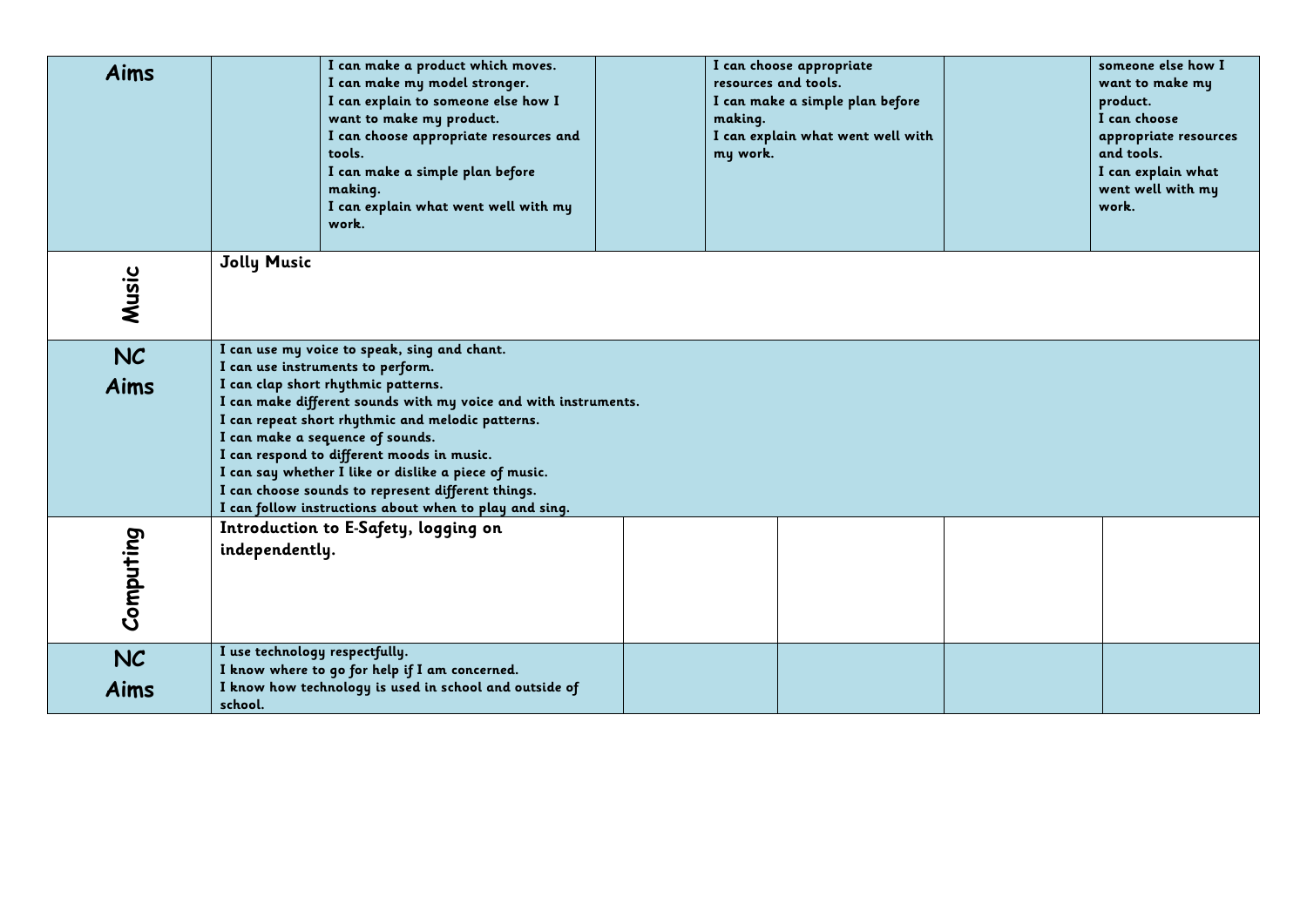| Aims | | I can make a product which moves.<br>I can make my model stronger.<br>I can explain to someone else how I want to make my product.<br>I can choose appropriate resources and tools.<br>I can make a simple plan before making.<br>I can explain what went well with my work. | | I can choose appropriate resources and tools.<br>I can make a simple plan before making.<br>I can explain what went well with my work. | | someone else how I want to make my product.<br>I can choose appropriate resources and tools.<br>I can explain what went well with my work. |
|---|---|---|---|---|---|---|
| Music | Jolly Music | | | | | |
| NC Aims | I can use my voice to speak, sing and chant.<br>I can use instruments to perform.<br>I can clap short rhythmic patterns.<br>I can make different sounds with my voice and with instruments.<br>I can repeat short rhythmic and melodic patterns.<br>I can make a sequence of sounds.<br>I can respond to different moods in music.<br>I can say whether I like or dislike a piece of music.<br>I can choose sounds to represent different things.<br>I can follow instructions about when to play and sing. | | | | | |
| Computing | Introduction to E-Safety, logging on independently. | | | | | |
| NC Aims | I use technology respectfully.<br>I know where to go for help if I am concerned.<br>I know how technology is used in school and outside of school. | | | | | |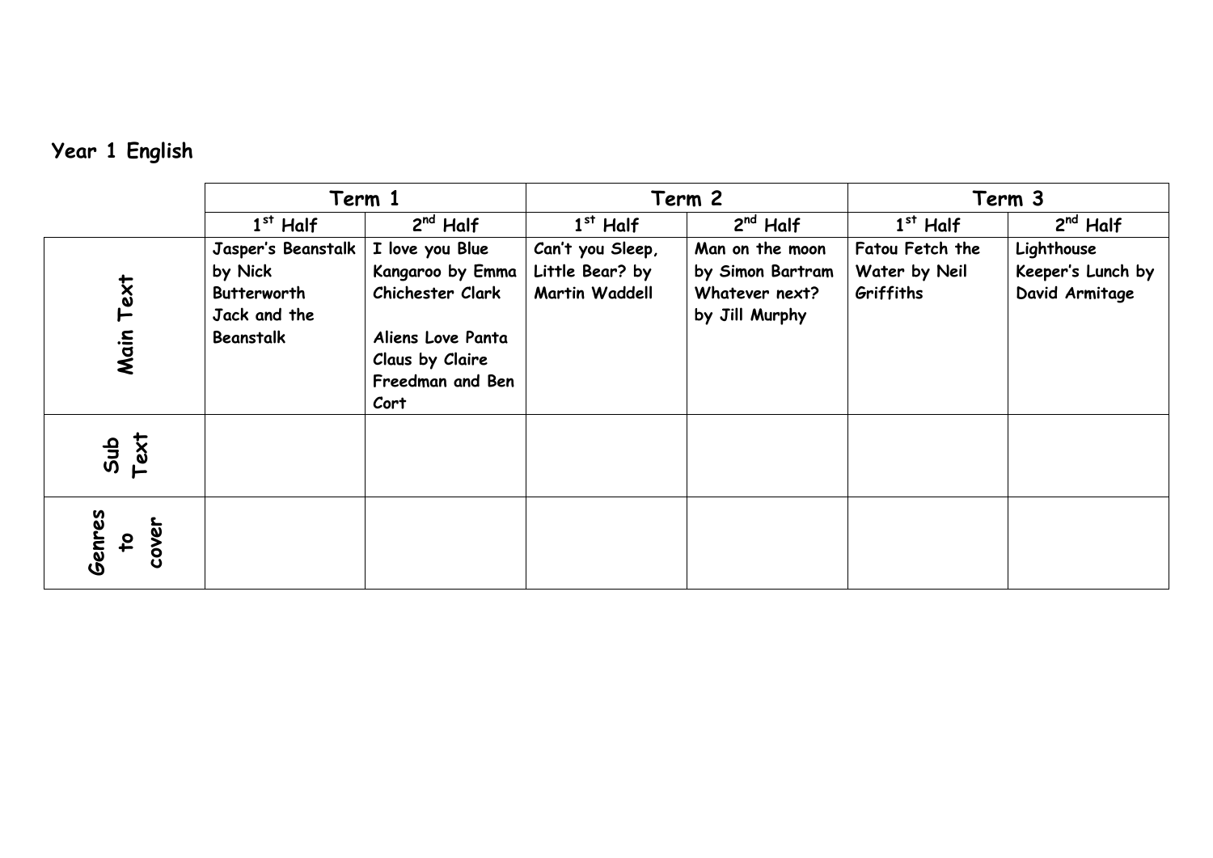# Year 1 English

| | Term 1 | | Term 2 | | Term 3 | |
|---|---|---|---|---|---|---|
| | 1st Half | 2nd Half | 1st Half | 2nd Half | 1st Half | 2nd Half |
| **Main Text** | **Jasper's Beanstalk by Nick Butterworth Jack and the Beanstalk** | **I love you Blue Kangaroo by Emma Chichester Clark<br><br>Aliens Love Panta Claus by Claire Freedman and Ben Cort** | **Can't you Sleep, Little Bear? by Martin Waddell** | **Man on the moon by Simon Bartram Whatever next? by Jill Murphy** | **Fatou Fetch the Water by Neil Griffiths** | **Lighthouse Keeper's Lunch by David Armitage** |
| **Sub Text** | | | | | | |
| **Genres to cover** | | | | | | |